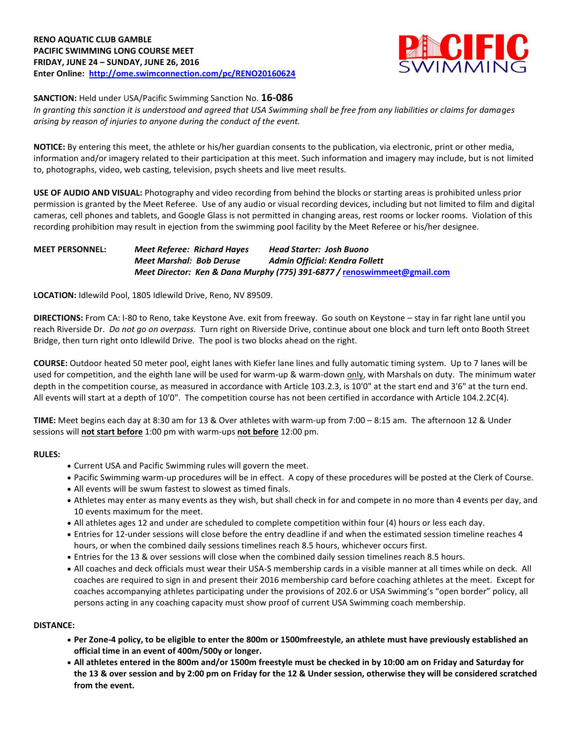**RENO AQUATIC CLUB GAMBLE**
**PACIFIC SWIMMING LONG COURSE MEET**
**FRIDAY, JUNE 24 – SUNDAY, JUNE 26, 2016**
**Enter Online: http://ome.swimconnection.com/pc/RENO20160624**

**SANCTION:** Held under USA/Pacific Swimming Sanction No. **16-086**
*In granting this sanction it is understood and agreed that USA Swimming shall be free from any liabilities or claims for damages arising by reason of injuries to anyone during the conduct of the event.*

**NOTICE:** By entering this meet, the athlete or his/her guardian consents to the publication, via electronic, print or other media, information and/or imagery related to their participation at this meet. Such information and imagery may include, but is not limited to, photographs, video, web casting, television, psych sheets and live meet results.

**USE OF AUDIO AND VISUAL:** Photography and video recording from behind the blocks or starting areas is prohibited unless prior permission is granted by the Meet Referee. Use of any audio or visual recording devices, including but not limited to film and digital cameras, cell phones and tablets, and Google Glass is not permitted in changing areas, rest rooms or locker rooms. Violation of this recording prohibition may result in ejection from the swimming pool facility by the Meet Referee or his/her designee.

**MEET PERSONNEL:** ***Meet Referee: Richard Hayes*** ***Head Starter: Josh Buono***
***Meet Marshal: Bob Deruse*** ***Admin Official: Kendra Follett***
***Meet Director: Ken & Dana Murphy (775) 391-6877 / renoswimmeet@gmail.com***

**LOCATION:** Idlewild Pool, 1805 Idlewild Drive, Reno, NV 89509.

**DIRECTIONS:** From CA: I-80 to Reno, take Keystone Ave. exit from freeway. Go south on Keystone – stay in far right lane until you reach Riverside Dr. *Do not go on overpass.* Turn right on Riverside Drive, continue about one block and turn left onto Booth Street Bridge, then turn right onto Idlewild Drive. The pool is two blocks ahead on the right.

**COURSE:** Outdoor heated 50 meter pool, eight lanes with Kiefer lane lines and fully automatic timing system. Up to 7 lanes will be used for competition, and the eighth lane will be used for warm-up & warm-down only, with Marshals on duty. The minimum water depth in the competition course, as measured in accordance with Article 103.2.3, is 10'0" at the start end and 3'6" at the turn end. All events will start at a depth of 10'0". The competition course has not been certified in accordance with Article 104.2.2C(4).

**TIME:** Meet begins each day at 8:30 am for 13 & Over athletes with warm-up from 7:00 – 8:15 am. The afternoon 12 & Under sessions will **not start before** 1:00 pm with warm-ups **not before** 12:00 pm.

**RULES:**

- Current USA and Pacific Swimming rules will govern the meet.
- Pacific Swimming warm-up procedures will be in effect. A copy of these procedures will be posted at the Clerk of Course.
- All events will be swum fastest to slowest as timed finals.
- Athletes may enter as many events as they wish, but shall check in for and compete in no more than 4 events per day, and 10 events maximum for the meet.
- All athletes ages 12 and under are scheduled to complete competition within four (4) hours or less each day.
- Entries for 12-under sessions will close before the entry deadline if and when the estimated session timeline reaches 4 hours, or when the combined daily sessions timelines reach 8.5 hours, whichever occurs first.
- Entries for the 13 & over sessions will close when the combined daily session timelines reach 8.5 hours.
- All coaches and deck officials must wear their USA-S membership cards in a visible manner at all times while on deck. All coaches are required to sign in and present their 2016 membership card before coaching athletes at the meet. Except for coaches accompanying athletes participating under the provisions of 202.6 or USA Swimming's "open border" policy, all persons acting in any coaching capacity must show proof of current USA Swimming coach membership.

**DISTANCE:**

- **Per Zone-4 policy, to be eligible to enter the 800m or 1500mfreestyle, an athlete must have previously established an official time in an event of 400m/500y or longer.**
- **All athletes entered in the 800m and/or 1500m freestyle must be checked in by 10:00 am on Friday and Saturday for the 13 & over session and by 2:00 pm on Friday for the 12 & Under session, otherwise they will be considered scratched from the event.**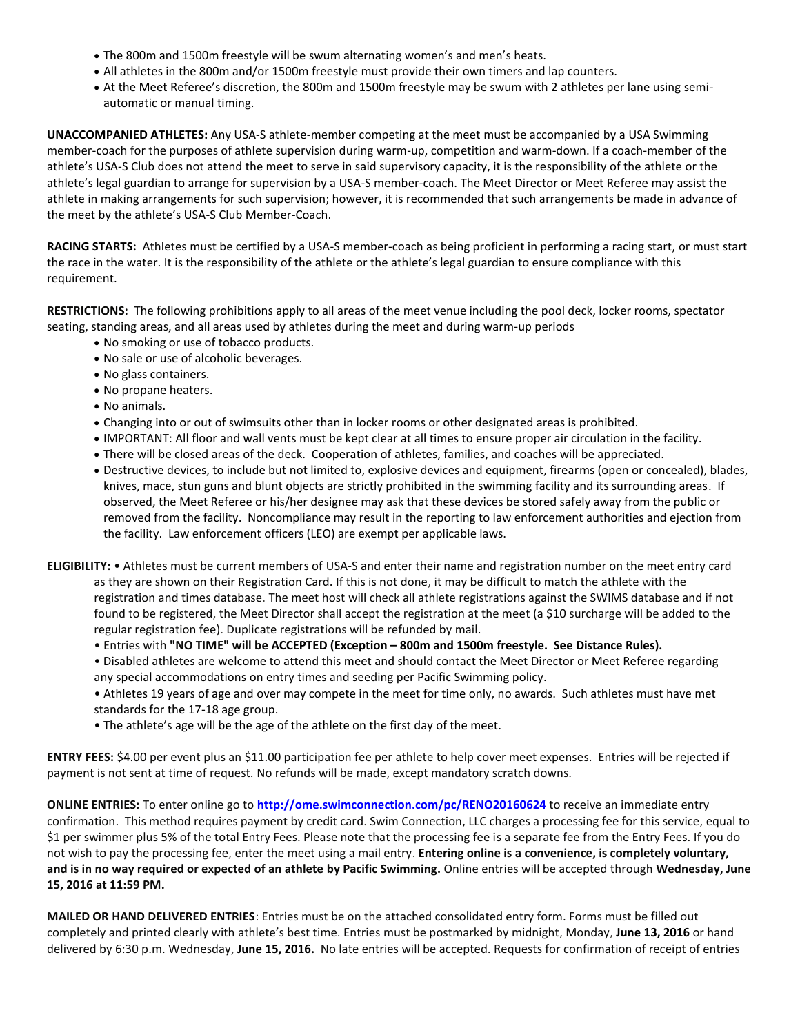- The 800m and 1500m freestyle will be swum alternating women's and men's heats.
- All athletes in the 800m and/or 1500m freestyle must provide their own timers and lap counters.
- At the Meet Referee's discretion, the 800m and 1500m freestyle may be swum with 2 athletes per lane using semi-automatic or manual timing.

**UNACCOMPANIED ATHLETES:** Any USA-S athlete-member competing at the meet must be accompanied by a USA Swimming member-coach for the purposes of athlete supervision during warm-up, competition and warm-down. If a coach-member of the athlete's USA-S Club does not attend the meet to serve in said supervisory capacity, it is the responsibility of the athlete or the athlete's legal guardian to arrange for supervision by a USA-S member-coach. The Meet Director or Meet Referee may assist the athlete in making arrangements for such supervision; however, it is recommended that such arrangements be made in advance of the meet by the athlete's USA-S Club Member-Coach.

**RACING STARTS:** Athletes must be certified by a USA-S member-coach as being proficient in performing a racing start, or must start the race in the water. It is the responsibility of the athlete or the athlete's legal guardian to ensure compliance with this requirement.

**RESTRICTIONS:** The following prohibitions apply to all areas of the meet venue including the pool deck, locker rooms, spectator seating, standing areas, and all areas used by athletes during the meet and during warm-up periods

- No smoking or use of tobacco products.
- No sale or use of alcoholic beverages.
- No glass containers.
- No propane heaters.
- No animals.
- Changing into or out of swimsuits other than in locker rooms or other designated areas is prohibited.
- IMPORTANT: All floor and wall vents must be kept clear at all times to ensure proper air circulation in the facility.
- There will be closed areas of the deck. Cooperation of athletes, families, and coaches will be appreciated.
- Destructive devices, to include but not limited to, explosive devices and equipment, firearms (open or concealed), blades, knives, mace, stun guns and blunt objects are strictly prohibited in the swimming facility and its surrounding areas. If observed, the Meet Referee or his/her designee may ask that these devices be stored safely away from the public or removed from the facility. Noncompliance may result in the reporting to law enforcement authorities and ejection from the facility. Law enforcement officers (LEO) are exempt per applicable laws.

**ELIGIBILITY:** • Athletes must be current members of USA-S and enter their name and registration number on the meet entry card as they are shown on their Registration Card. If this is not done, it may be difficult to match the athlete with the registration and times database. The meet host will check all athlete registrations against the SWIMS database and if not found to be registered, the Meet Director shall accept the registration at the meet (a $10 surcharge will be added to the regular registration fee). Duplicate registrations will be refunded by mail.

• Entries with **"NO TIME" will be ACCEPTED (Exception – 800m and 1500m freestyle. See Distance Rules).**

• Disabled athletes are welcome to attend this meet and should contact the Meet Director or Meet Referee regarding any special accommodations on entry times and seeding per Pacific Swimming policy.

• Athletes 19 years of age and over may compete in the meet for time only, no awards. Such athletes must have met standards for the 17-18 age group.

• The athlete's age will be the age of the athlete on the first day of the meet.

**ENTRY FEES:** $4.00 per event plus an $11.00 participation fee per athlete to help cover meet expenses. Entries will be rejected if payment is not sent at time of request. No refunds will be made, except mandatory scratch downs.

**ONLINE ENTRIES:** To enter online go to **http://ome.swimconnection.com/pc/RENO20160624** to receive an immediate entry confirmation. This method requires payment by credit card. Swim Connection, LLC charges a processing fee for this service, equal to $1 per swimmer plus 5% of the total Entry Fees. Please note that the processing fee is a separate fee from the Entry Fees. If you do not wish to pay the processing fee, enter the meet using a mail entry. **Entering online is a convenience, is completely voluntary, and is in no way required or expected of an athlete by Pacific Swimming.** Online entries will be accepted through **Wednesday, June 15, 2016 at 11:59 PM.**

**MAILED OR HAND DELIVERED ENTRIES**: Entries must be on the attached consolidated entry form. Forms must be filled out completely and printed clearly with athlete's best time. Entries must be postmarked by midnight, Monday, **June 13, 2016** or hand delivered by 6:30 p.m. Wednesday, **June 15, 2016.** No late entries will be accepted. Requests for confirmation of receipt of entries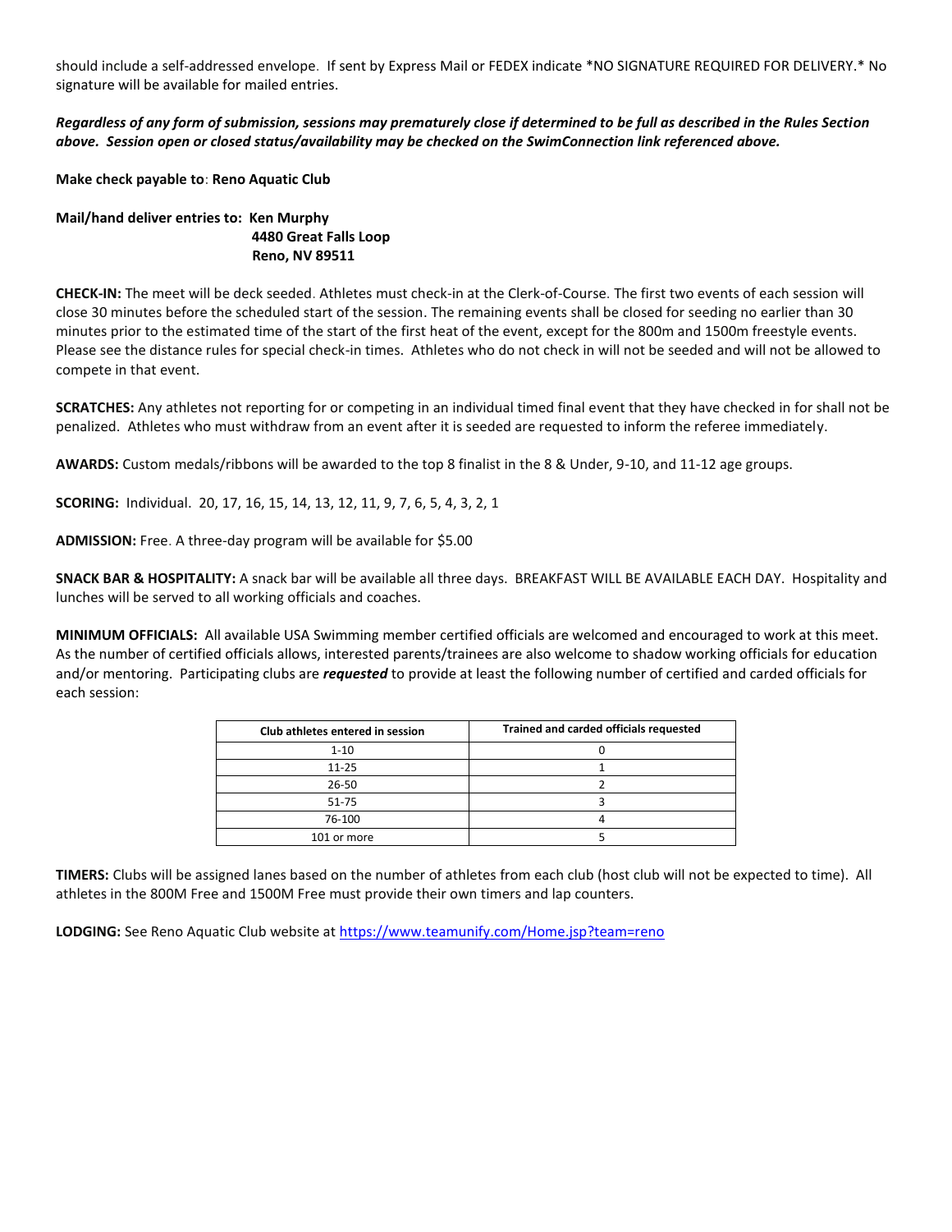should include a self-addressed envelope. If sent by Express Mail or FEDEX indicate *NO SIGNATURE REQUIRED FOR DELIVERY.* No signature will be available for mailed entries.

***Regardless of any form of submission, sessions may prematurely close if determined to be full as described in the Rules Section above. Session open or closed status/availability may be checked on the SwimConnection link referenced above.***

**Make check payable to**: **Reno Aquatic Club**

**Mail/hand deliver entries to: Ken Murphy**
**4480 Great Falls Loop**
**Reno, NV 89511**

**CHECK-IN:** The meet will be deck seeded. Athletes must check-in at the Clerk-of-Course. The first two events of each session will close 30 minutes before the scheduled start of the session. The remaining events shall be closed for seeding no earlier than 30 minutes prior to the estimated time of the start of the first heat of the event, except for the 800m and 1500m freestyle events. Please see the distance rules for special check-in times. Athletes who do not check in will not be seeded and will not be allowed to compete in that event.

**SCRATCHES:** Any athletes not reporting for or competing in an individual timed final event that they have checked in for shall not be penalized. Athletes who must withdraw from an event after it is seeded are requested to inform the referee immediately.

**AWARDS:** Custom medals/ribbons will be awarded to the top 8 finalist in the 8 & Under, 9-10, and 11-12 age groups.

**SCORING:** Individual. 20, 17, 16, 15, 14, 13, 12, 11, 9, 7, 6, 5, 4, 3, 2, 1

**ADMISSION:** Free. A three-day program will be available for $5.00

**SNACK BAR & HOSPITALITY:** A snack bar will be available all three days. BREAKFAST WILL BE AVAILABLE EACH DAY. Hospitality and lunches will be served to all working officials and coaches.

**MINIMUM OFFICIALS:** All available USA Swimming member certified officials are welcomed and encouraged to work at this meet. As the number of certified officials allows, interested parents/trainees are also welcome to shadow working officials for education and/or mentoring. Participating clubs are ***requested*** to provide at least the following number of certified and carded officials for each session:

| Club athletes entered in session | Trained and carded officials requested |
|---|---|
| 1-10 | 0 |
| 11-25 | 1 |
| 26-50 | 2 |
| 51-75 | 3 |
| 76-100 | 4 |
| 101 or more | 5 |

**TIMERS:** Clubs will be assigned lanes based on the number of athletes from each club (host club will not be expected to time). All athletes in the 800M Free and 1500M Free must provide their own timers and lap counters.

**LODGING:** See Reno Aquatic Club website at https://www.teamunify.com/Home.jsp?team=reno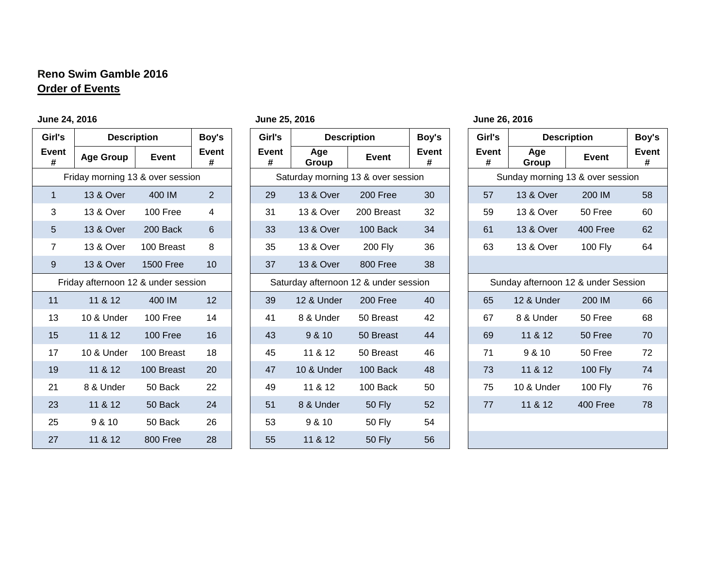**Reno Swim Gamble 2016**

**Order of Events**

**June 24, 2016**

| Girl's | Description | | Boy's |
|---|---|---|---|
| Event # | Age Group | Event | Event # |
| Friday morning 13 & over session | | | |
| 1 | 13 & Over | 400 IM | 2 |
| 3 | 13 & Over | 100 Free | 4 |
| 5 | 13 & Over | 200 Back | 6 |
| 7 | 13 & Over | 100 Breast | 8 |
| 9 | 13 & Over | 1500 Free | 10 |
| Friday afternoon 12 & under session | | | |
| 11 | 11 & 12 | 400 IM | 12 |
| 13 | 10 & Under | 100 Free | 14 |
| 15 | 11 & 12 | 100 Free | 16 |
| 17 | 10 & Under | 100 Breast | 18 |
| 19 | 11 & 12 | 100 Breast | 20 |
| 21 | 8 & Under | 50 Back | 22 |
| 23 | 11 & 12 | 50 Back | 24 |
| 25 | 9 & 10 | 50 Back | 26 |
| 27 | 11 & 12 | 800 Free | 28 |

**June 25, 2016**

| Girl's | Description | | Boy's |
|---|---|---|---|
| Event # | Age Group | Event | Event # |
| Saturday morning 13 & over session | | | |
| 29 | 13 & Over | 200 Free | 30 |
| 31 | 13 & Over | 200 Breast | 32 |
| 33 | 13 & Over | 100 Back | 34 |
| 35 | 13 & Over | 200 Fly | 36 |
| 37 | 13 & Over | 800 Free | 38 |
| Saturday afternoon 12 & under session | | | |
| 39 | 12 & Under | 200 Free | 40 |
| 41 | 8 & Under | 50 Breast | 42 |
| 43 | 9 & 10 | 50 Breast | 44 |
| 45 | 11 & 12 | 50 Breast | 46 |
| 47 | 10 & Under | 100 Back | 48 |
| 49 | 11 & 12 | 100 Back | 50 |
| 51 | 8 & Under | 50 Fly | 52 |
| 53 | 9 & 10 | 50 Fly | 54 |
| 55 | 11 & 12 | 50 Fly | 56 |

**June 26, 2016**

| Girl's | Description | | Boy's |
|---|---|---|---|
| Event # | Age Group | Event | Event # |
| Sunday morning 13 & over session | | | |
| 57 | 13 & Over | 200 IM | 58 |
| 59 | 13 & Over | 50 Free | 60 |
| 61 | 13 & Over | 400 Free | 62 |
| 63 | 13 & Over | 100 Fly | 64 |
| Sunday afternoon 12 & under Session | | | |
| 65 | 12 & Under | 200 IM | 66 |
| 67 | 8 & Under | 50 Free | 68 |
| 69 | 11 & 12 | 50 Free | 70 |
| 71 | 9 & 10 | 50 Free | 72 |
| 73 | 11 & 12 | 100 Fly | 74 |
| 75 | 10 & Under | 100 Fly | 76 |
| 77 | 11 & 12 | 400 Free | 78 |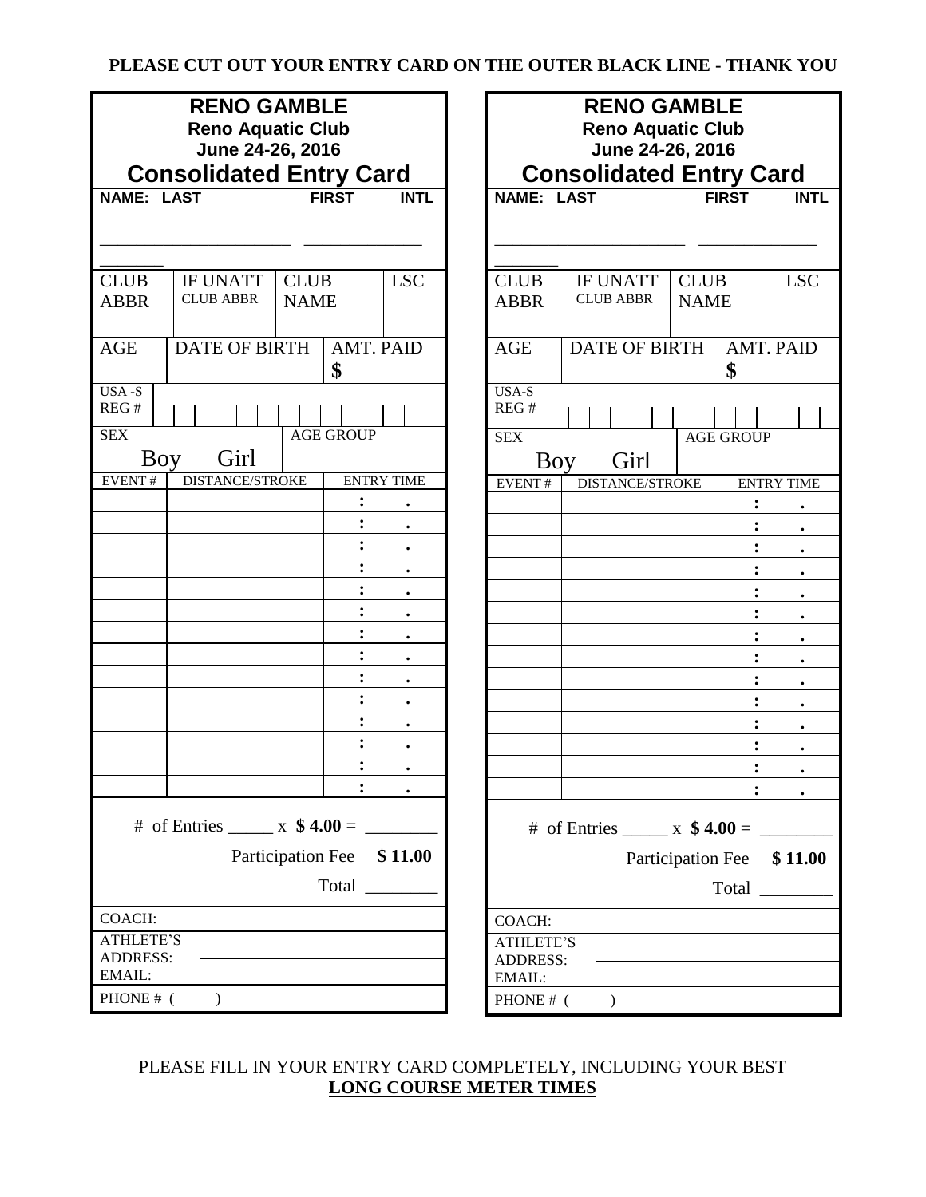**PLEASE CUT OUT YOUR ENTRY CARD ON THE OUTER BLACK LINE - THANK YOU**

## RENO GAMBLE

**Reno Aquatic Club**

**June 24-26, 2016**

## Consolidated Entry Card

**NAME: LAST** **FIRST** **INTL**

____________________ ____________ _______

| CLUB ABBR | IF UNATT CLUB ABBR | CLUB NAME | LSC |
|---|---|---|---|
| | | | |

| AGE | DATE OF BIRTH | AMT. PAID $ |
|---|---|---|
| | | |

USA-S REG # | | | | | | | | | | | | | | |

| SEX | AGE GROUP |
|---|---|
| Boy Girl | |

| EVENT # | DISTANCE/STROKE | ENTRY TIME |
|---|---|---|
| | | : . |
| | | : . |
| | | : . |
| | | : . |
| | | : . |
| | | : . |
| | | : . |
| | | : . |
| | | : . |
| | | : . |
| | | : . |
| | | : . |
| | | : . |
| | | : . |

# of Entries _____ x **$ 4.00** = ________

Participation Fee **$ 11.00**

Total ________

COACH:

ATHLETE'S ADDRESS: ______________________

EMAIL:

PHONE # (     )

---

## RENO GAMBLE

**Reno Aquatic Club**

**June 24-26, 2016**

## Consolidated Entry Card

**NAME: LAST** **FIRST** **INTL**

____________________ ____________ _______

| CLUB ABBR | IF UNATT CLUB ABBR | CLUB NAME | LSC |
|---|---|---|---|
| | | | |

| AGE | DATE OF BIRTH | AMT. PAID $ |
|---|---|---|
| | | |

USA-S REG # | | | | | | | | | | | | | | |

| SEX | AGE GROUP |
|---|---|
| Boy Girl | |

| EVENT # | DISTANCE/STROKE | ENTRY TIME |
|---|---|---|
| | | : . |
| | | : . |
| | | : . |
| | | : . |
| | | : . |
| | | : . |
| | | : . |
| | | : . |
| | | : . |
| | | : . |
| | | : . |
| | | : . |
| | | : . |
| | | : . |

# of Entries _____ x **$ 4.00** = ________

Participation Fee **$ 11.00**

Total ________

COACH:

ATHLETE'S ADDRESS: ______________________

EMAIL:

PHONE # (     )

---

PLEASE FILL IN YOUR ENTRY CARD COMPLETELY, INCLUDING YOUR BEST **LONG COURSE METER TIMES**